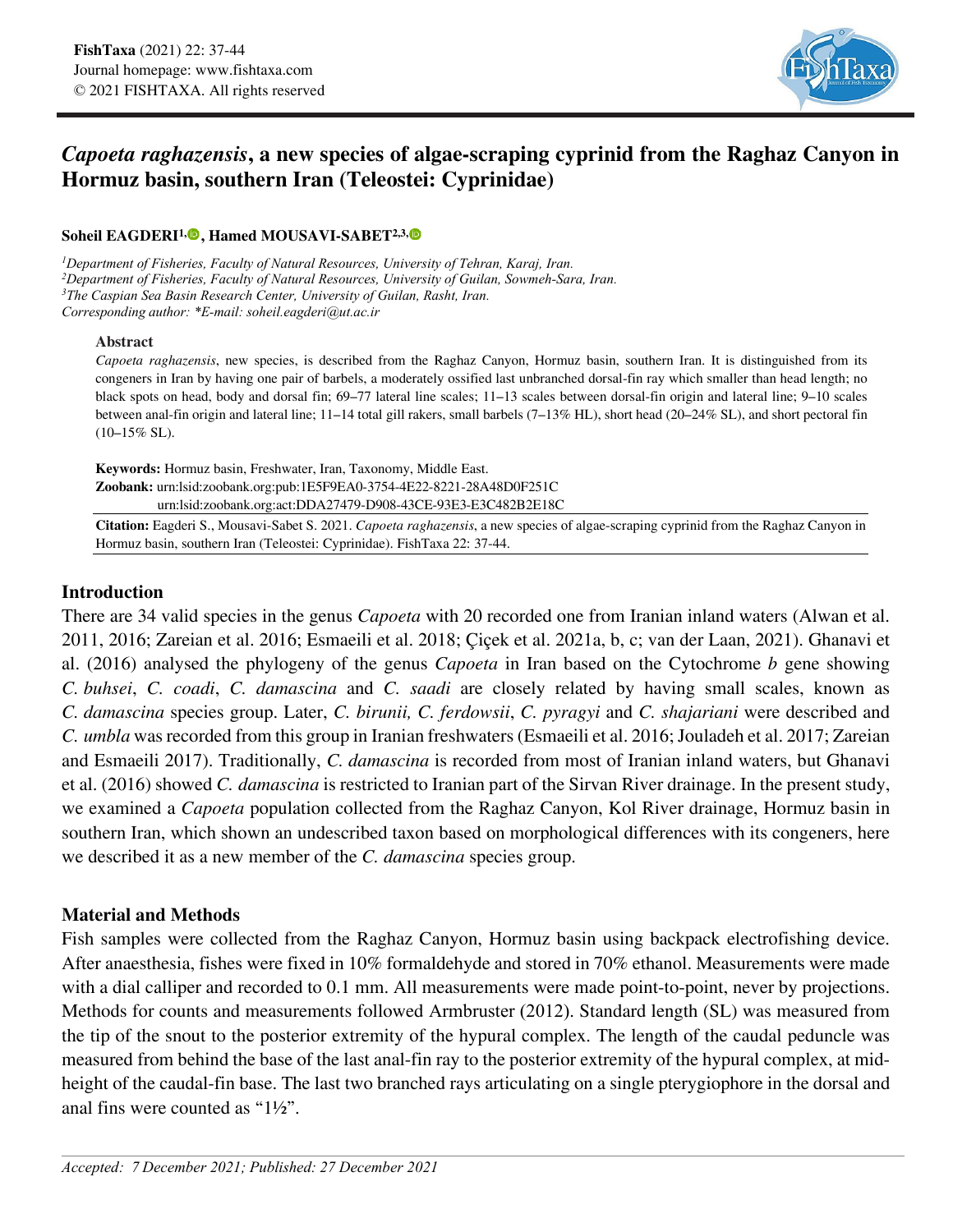# *Capoeta raghazensis*, a new species of algae-scraping cyprinid from the Raghaz Canyon in Hormuz basin, southern Iran (Teleostei: Cyprinidae)

**Soheil EAGDERI[1,*], Hamed MOUSAVI-SABET[2,3]**

[1]*Department of Fisheries, Faculty of Natural Resources, University of Tehran, Karaj, Iran.*
[2]*Department of Fisheries, Faculty of Natural Resources, University of Guilan, Sowmeh-Sara, Iran.*
[3]*The Caspian Sea Basin Research Center, University of Guilan, Rasht, Iran.*
*Corresponding author: \*E-mail: soheil.eagderi@ut.ac.ir*

**Abstract**

*Capoeta raghazensis*, new species, is described from the Raghaz Canyon, Hormuz basin, southern Iran. It is distinguished from its congeners in Iran by having one pair of barbels, a moderately ossified last unbranched dorsal-fin ray which smaller than head length; no black spots on head, body and dorsal fin; 69–77 lateral line scales; 11–13 scales between dorsal-fin origin and lateral line; 9–10 scales between anal-fin origin and lateral line; 11–14 total gill rakers, small barbels (7–13% HL), short head (20–24% SL), and short pectoral fin (10–15% SL).

**Keywords:** Hormuz basin, Freshwater, Iran, Taxonomy, Middle East.
**Zoobank:** urn:lsid:zoobank.org:pub:1E5F9EA0-3754-4E22-8221-28A48D0F251C
urn:lsid:zoobank.org:act:DDA27479-D908-43CE-93E3-E3C482B2E18C

**Citation:** Eagderi S., Mousavi-Sabet S. 2021. *Capoeta raghazensis*, a new species of algae-scraping cyprinid from the Raghaz Canyon in Hormuz basin, southern Iran (Teleostei: Cyprinidae). FishTaxa 22: 37-44.

## Introduction

There are 34 valid species in the genus *Capoeta* with 20 recorded one from Iranian inland waters (Alwan et al. 2011, 2016; Zareian et al. 2016; Esmaeili et al. 2018; Çiçek et al. 2021a, b, c; van der Laan, 2021). Ghanavi et al. (2016) analysed the phylogeny of the genus *Capoeta* in Iran based on the Cytochrome *b* gene showing *C. buhsei*, *C. coadi*, *C. damascina* and *C. saadi* are closely related by having small scales, known as *C. damascina* species group. Later, *C. birunii, C. ferdowsii*, *C. pyragyi* and *C. shajariani* were described and *C. umbla* was recorded from this group in Iranian freshwaters (Esmaeili et al. 2016; Jouladeh et al. 2017; Zareian and Esmaeili 2017). Traditionally, *C. damascina* is recorded from most of Iranian inland waters, but Ghanavi et al. (2016) showed *C. damascina* is restricted to Iranian part of the Sirvan River drainage. In the present study, we examined a *Capoeta* population collected from the Raghaz Canyon, Kol River drainage, Hormuz basin in southern Iran, which shown an undescribed taxon based on morphological differences with its congeners, here we described it as a new member of the *C. damascina* species group.

## Material and Methods

Fish samples were collected from the Raghaz Canyon, Hormuz basin using backpack electrofishing device. After anaesthesia, fishes were fixed in 10% formaldehyde and stored in 70% ethanol. Measurements were made with a dial calliper and recorded to 0.1 mm. All measurements were made point-to-point, never by projections. Methods for counts and measurements followed Armbruster (2012). Standard length (SL) was measured from the tip of the snout to the posterior extremity of the hypural complex. The length of the caudal peduncle was measured from behind the base of the last anal-fin ray to the posterior extremity of the hypural complex, at mid-height of the caudal-fin base. The last two branched rays articulating on a single pterygiophore in the dorsal and anal fins were counted as "1½".

*Accepted: 7 December 2021; Published: 27 December 2021*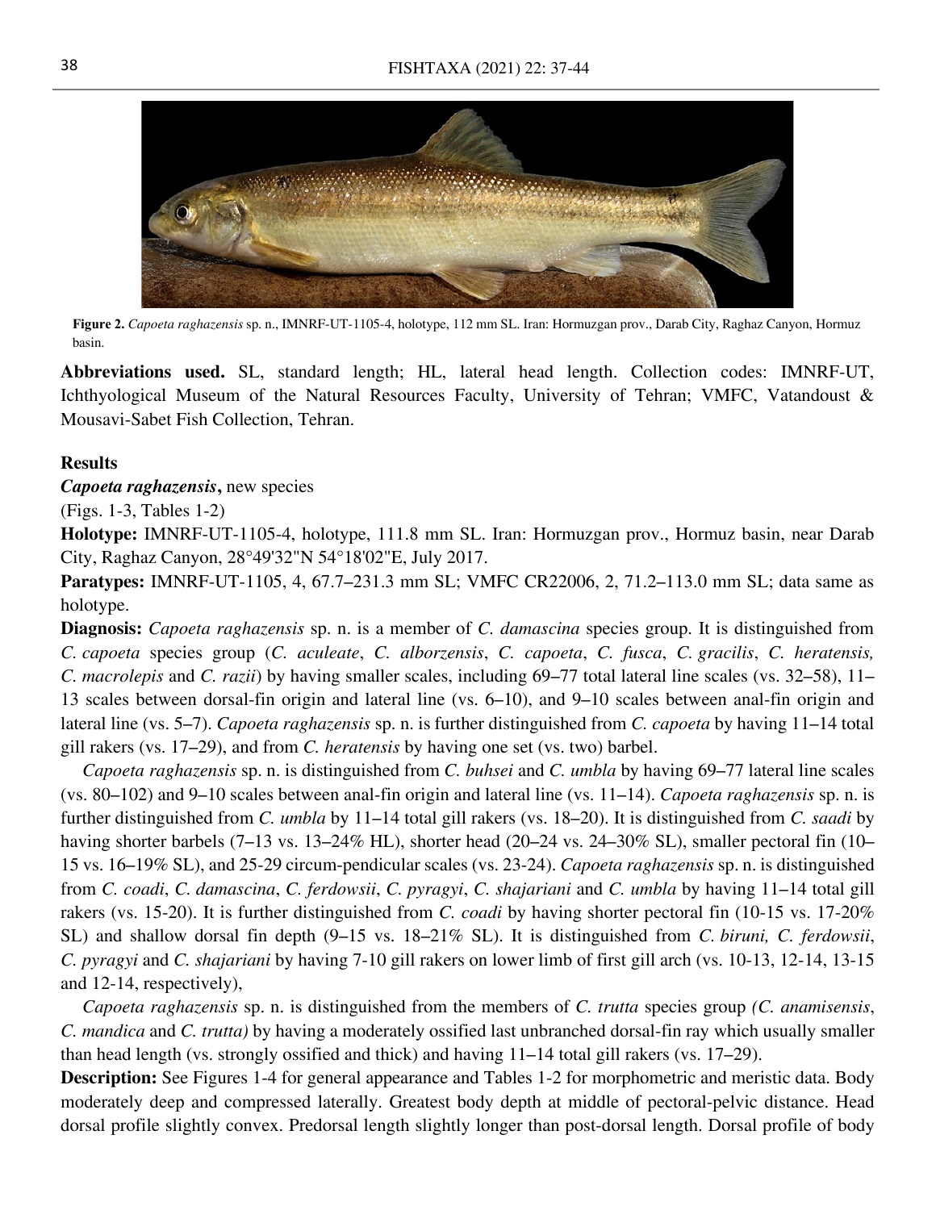**Figure 2.** *Capoeta raghazensis* sp. n., IMNRF-UT-1105-4, holotype, 112 mm SL. Iran: Hormuzgan prov., Darab City, Raghaz Canyon, Hormuz basin.

**Abbreviations used.** SL, standard length; HL, lateral head length. Collection codes: IMNRF-UT, Ichthyological Museum of the Natural Resources Faculty, University of Tehran; VMFC, Vatandoust & Mousavi-Sabet Fish Collection, Tehran.

## Results

***Capoeta raghazensis*,** new species

(Figs. 1-3, Tables 1-2)

**Holotype:** IMNRF-UT-1105-4, holotype, 111.8 mm SL. Iran: Hormuzgan prov., Hormuz basin, near Darab City, Raghaz Canyon, 28°49'32"N 54°18'02"E, July 2017.

**Paratypes:** IMNRF-UT-1105, 4, 67.7–231.3 mm SL; VMFC CR22006, 2, 71.2–113.0 mm SL; data same as holotype.

**Diagnosis:** *Capoeta raghazensis* sp. n. is a member of *C. damascina* species group. It is distinguished from *C. capoeta* species group (*C. aculeate*, *C. alborzensis*, *C. capoeta*, *C. fusca*, *C. gracilis*, *C. heratensis, C. macrolepis* and *C. razii*) by having smaller scales, including 69–77 total lateral line scales (vs. 32–58), 11–13 scales between dorsal-fin origin and lateral line (vs. 6–10), and 9–10 scales between anal-fin origin and lateral line (vs. 5–7). *Capoeta raghazensis* sp. n. is further distinguished from *C. capoeta* by having 11–14 total gill rakers (vs. 17–29), and from *C. heratensis* by having one set (vs. two) barbel.

*Capoeta raghazensis* sp. n. is distinguished from *C. buhsei* and *C. umbla* by having 69–77 lateral line scales (vs. 80–102) and 9–10 scales between anal-fin origin and lateral line (vs. 11–14). *Capoeta raghazensis* sp. n. is further distinguished from *C. umbla* by 11–14 total gill rakers (vs. 18–20). It is distinguished from *C. saadi* by having shorter barbels (7–13 vs. 13–24% HL), shorter head (20–24 vs. 24–30% SL), smaller pectoral fin (10–15 vs. 16–19% SL), and 25-29 circum-pendicular scales (vs. 23-24). *Capoeta raghazensis* sp. n. is distinguished from *C. coadi*, *C. damascina*, *C. ferdowsii*, *C. pyragyi*, *C. shajariani* and *C. umbla* by having 11–14 total gill rakers (vs. 15-20). It is further distinguished from *C. coadi* by having shorter pectoral fin (10-15 vs. 17-20% SL) and shallow dorsal fin depth (9–15 vs. 18–21% SL). It is distinguished from *C. biruni, C. ferdowsii*, *C. pyragyi* and *C. shajariani* by having 7-10 gill rakers on lower limb of first gill arch (vs. 10-13, 12-14, 13-15 and 12-14, respectively),

*Capoeta raghazensis* sp. n. is distinguished from the members of *C. trutta* species group *(C. anamisensis*, *C. mandica* and *C. trutta)* by having a moderately ossified last unbranched dorsal-fin ray which usually smaller than head length (vs. strongly ossified and thick) and having 11–14 total gill rakers (vs. 17–29).

**Description:** See Figures 1-4 for general appearance and Tables 1-2 for morphometric and meristic data. Body moderately deep and compressed laterally. Greatest body depth at middle of pectoral-pelvic distance. Head dorsal profile slightly convex. Predorsal length slightly longer than post-dorsal length. Dorsal profile of body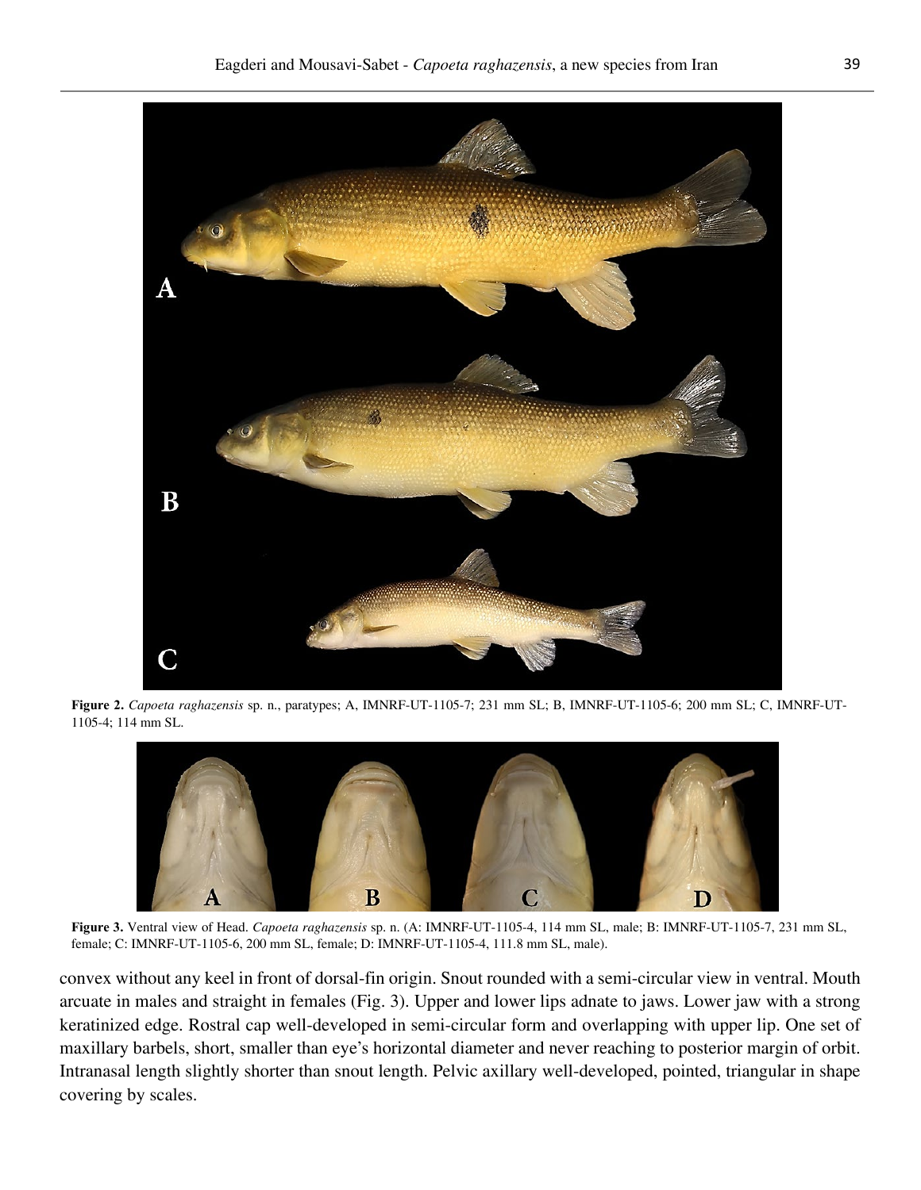**Figure 2.** *Capoeta raghazensis* sp. n., paratypes; A, IMNRF-UT-1105-7; 231 mm SL; B, IMNRF-UT-1105-6; 200 mm SL; C, IMNRF-UT-1105-4; 114 mm SL.

**Figure 3.** Ventral view of Head. *Capoeta raghazensis* sp. n. (A: IMNRF-UT-1105-4, 114 mm SL, male; B: IMNRF-UT-1105-7, 231 mm SL, female; C: IMNRF-UT-1105-6, 200 mm SL, female; D: IMNRF-UT-1105-4, 111.8 mm SL, male).

convex without any keel in front of dorsal-fin origin. Snout rounded with a semi-circular view in ventral. Mouth arcuate in males and straight in females (Fig. 3). Upper and lower lips adnate to jaws. Lower jaw with a strong keratinized edge. Rostral cap well-developed in semi-circular form and overlapping with upper lip. One set of maxillary barbels, short, smaller than eye's horizontal diameter and never reaching to posterior margin of orbit. Intranasal length slightly shorter than snout length. Pelvic axillary well-developed, pointed, triangular in shape covering by scales.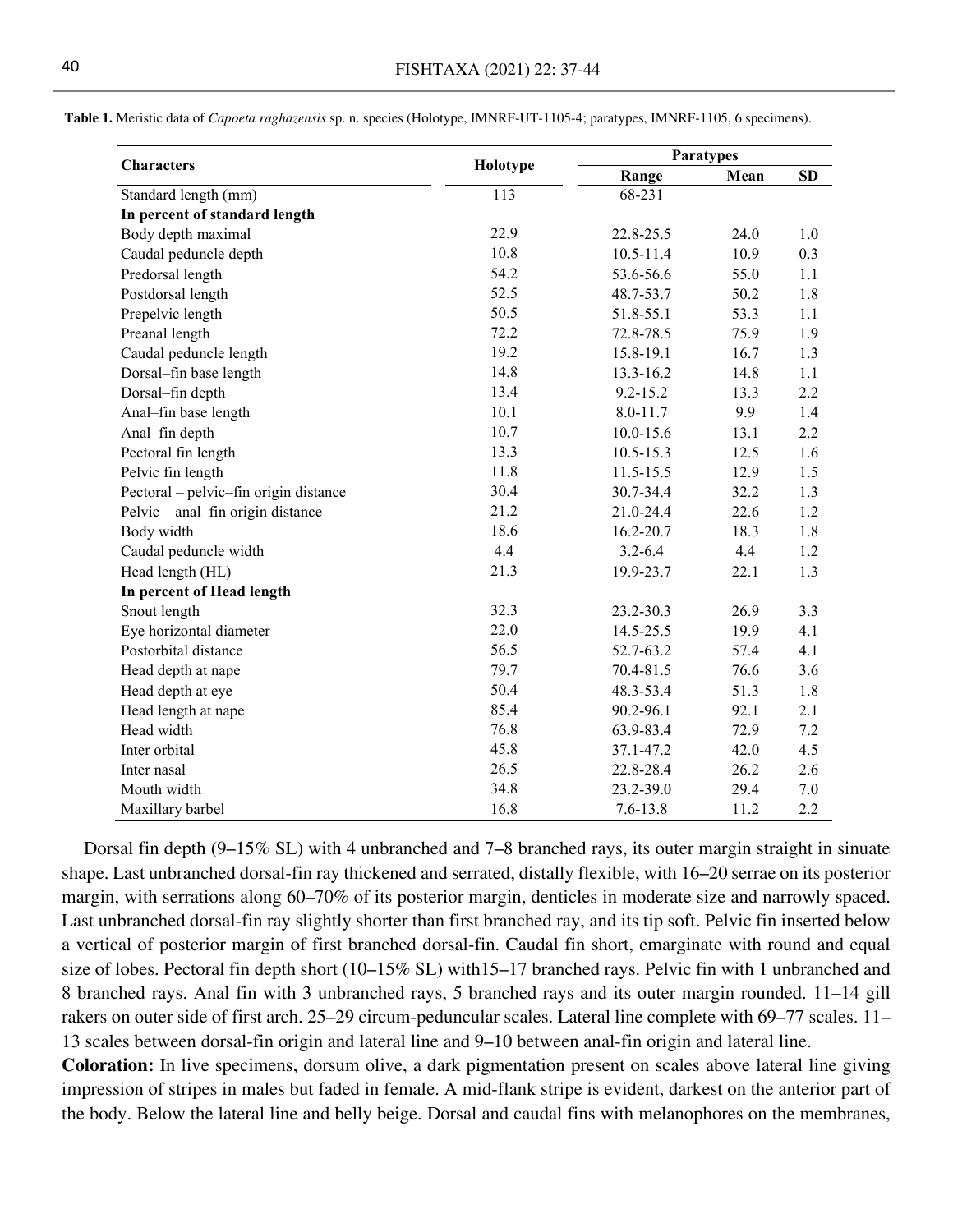**Table 1.** Meristic data of *Capoeta raghazensis* sp. n. species (Holotype, IMNRF-UT-1105-4; paratypes, IMNRF-1105, 6 specimens).

| Characters | Holotype | Paratypes | | |
|---|---|---|---|---|
| | | Range | Mean | SD |
| Standard length (mm) | 113 | 68-231 | | |
| **In percent of standard length** | | | | |
| Body depth maximal | 22.9 | 22.8-25.5 | 24.0 | 1.0 |
| Caudal peduncle depth | 10.8 | 10.5-11.4 | 10.9 | 0.3 |
| Predorsal length | 54.2 | 53.6-56.6 | 55.0 | 1.1 |
| Postdorsal length | 52.5 | 48.7-53.7 | 50.2 | 1.8 |
| Prepelvic length | 50.5 | 51.8-55.1 | 53.3 | 1.1 |
| Preanal length | 72.2 | 72.8-78.5 | 75.9 | 1.9 |
| Caudal peduncle length | 19.2 | 15.8-19.1 | 16.7 | 1.3 |
| Dorsal–fin base length | 14.8 | 13.3-16.2 | 14.8 | 1.1 |
| Dorsal–fin depth | 13.4 | 9.2-15.2 | 13.3 | 2.2 |
| Anal–fin base length | 10.1 | 8.0-11.7 | 9.9 | 1.4 |
| Anal–fin depth | 10.7 | 10.0-15.6 | 13.1 | 2.2 |
| Pectoral fin length | 13.3 | 10.5-15.3 | 12.5 | 1.6 |
| Pelvic fin length | 11.8 | 11.5-15.5 | 12.9 | 1.5 |
| Pectoral – pelvic–fin origin distance | 30.4 | 30.7-34.4 | 32.2 | 1.3 |
| Pelvic – anal–fin origin distance | 21.2 | 21.0-24.4 | 22.6 | 1.2 |
| Body width | 18.6 | 16.2-20.7 | 18.3 | 1.8 |
| Caudal peduncle width | 4.4 | 3.2-6.4 | 4.4 | 1.2 |
| Head length (HL) | 21.3 | 19.9-23.7 | 22.1 | 1.3 |
| **In percent of Head length** | | | | |
| Snout length | 32.3 | 23.2-30.3 | 26.9 | 3.3 |
| Eye horizontal diameter | 22.0 | 14.5-25.5 | 19.9 | 4.1 |
| Postorbital distance | 56.5 | 52.7-63.2 | 57.4 | 4.1 |
| Head depth at nape | 79.7 | 70.4-81.5 | 76.6 | 3.6 |
| Head depth at eye | 50.4 | 48.3-53.4 | 51.3 | 1.8 |
| Head length at nape | 85.4 | 90.2-96.1 | 92.1 | 2.1 |
| Head width | 76.8 | 63.9-83.4 | 72.9 | 7.2 |
| Inter orbital | 45.8 | 37.1-47.2 | 42.0 | 4.5 |
| Inter nasal | 26.5 | 22.8-28.4 | 26.2 | 2.6 |
| Mouth width | 34.8 | 23.2-39.0 | 29.4 | 7.0 |
| Maxillary barbel | 16.8 | 7.6-13.8 | 11.2 | 2.2 |

Dorsal fin depth (9–15% SL) with 4 unbranched and 7–8 branched rays, its outer margin straight in sinuate shape. Last unbranched dorsal-fin ray thickened and serrated, distally flexible, with 16–20 serrae on its posterior margin, with serrations along 60–70% of its posterior margin, denticles in moderate size and narrowly spaced. Last unbranched dorsal-fin ray slightly shorter than first branched ray, and its tip soft. Pelvic fin inserted below a vertical of posterior margin of first branched dorsal-fin. Caudal fin short, emarginate with round and equal size of lobes. Pectoral fin depth short (10–15% SL) with15–17 branched rays. Pelvic fin with 1 unbranched and 8 branched rays. Anal fin with 3 unbranched rays, 5 branched rays and its outer margin rounded. 11–14 gill rakers on outer side of first arch. 25–29 circum-peduncular scales. Lateral line complete with 69–77 scales. 11–13 scales between dorsal-fin origin and lateral line and 9–10 between anal-fin origin and lateral line.

**Coloration:** In live specimens, dorsum olive, a dark pigmentation present on scales above lateral line giving impression of stripes in males but faded in female. A mid-flank stripe is evident, darkest on the anterior part of the body. Below the lateral line and belly beige. Dorsal and caudal fins with melanophores on the membranes,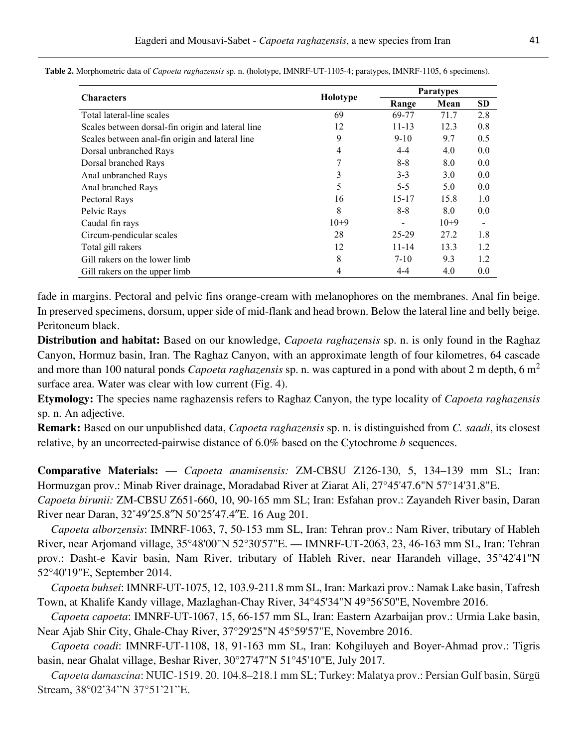**Table 2.** Morphometric data of *Capoeta raghazensis* sp. n. (holotype, IMNRF-UT-1105-4; paratypes, IMNRF-1105, 6 specimens).

| Characters | Holotype | Paratypes | | |
|---|---|---|---|---|
| | | Range | Mean | SD |
| Total lateral-line scales | 69 | 69-77 | 71.7 | 2.8 |
| Scales between dorsal-fin origin and lateral line | 12 | 11-13 | 12.3 | 0.8 |
| Scales between anal-fin origin and lateral line | 9 | 9-10 | 9.7 | 0.5 |
| Dorsal unbranched Rays | 4 | 4-4 | 4.0 | 0.0 |
| Dorsal branched Rays | 7 | 8-8 | 8.0 | 0.0 |
| Anal unbranched Rays | 3 | 3-3 | 3.0 | 0.0 |
| Anal branched Rays | 5 | 5-5 | 5.0 | 0.0 |
| Pectoral Rays | 16 | 15-17 | 15.8 | 1.0 |
| Pelvic Rays | 8 | 8-8 | 8.0 | 0.0 |
| Caudal fin rays | 10+9 | - | 10+9 | - |
| Circum-pendicular scales | 28 | 25-29 | 27.2 | 1.8 |
| Total gill rakers | 12 | 11-14 | 13.3 | 1.2 |
| Gill rakers on the lower limb | 8 | 7-10 | 9.3 | 1.2 |
| Gill rakers on the upper limb | 4 | 4-4 | 4.0 | 0.0 |

fade in margins. Pectoral and pelvic fins orange-cream with melanophores on the membranes. Anal fin beige. In preserved specimens, dorsum, upper side of mid-flank and head brown. Below the lateral line and belly beige. Peritoneum black.

**Distribution and habitat:** Based on our knowledge, *Capoeta raghazensis* sp. n. is only found in the Raghaz Canyon, Hormuz basin, Iran. The Raghaz Canyon, with an approximate length of four kilometres, 64 cascade and more than 100 natural ponds *Capoeta raghazensis* sp. n. was captured in a pond with about 2 m depth, 6 $m^2$ surface area. Water was clear with low current (Fig. 4).

**Etymology:** The species name raghazensis refers to Raghaz Canyon, the type locality of *Capoeta raghazensis* sp. n. An adjective.

**Remark:** Based on our unpublished data, *Capoeta raghazensis* sp. n. is distinguished from *C. saadi*, its closest relative, by an uncorrected-pairwise distance of 6.0% based on the Cytochrome *b* sequences.

**Comparative Materials: —** *Capoeta anamisensis:* ZM-CBSU Z126-130, 5, 134–139 mm SL; Iran: Hormuzgan prov.: Minab River drainage, Moradabad River at Ziarat Ali, 27°45'47.6"N 57°14'31.8"E.

*Capoeta birunii:* ZM-CBSU Z651-660, 10, 90-165 mm SL; Iran: Esfahan prov.: Zayandeh River basin, Daran River near Daran, 32˚49′25.8″N 50˚25′47.4″E. 16 Aug 201.

*Capoeta alborzensis*: IMNRF-1063, 7, 50-153 mm SL, Iran: Tehran prov.: Nam River, tributary of Hableh River, near Arjomand village, 35°48'00"N 52°30'57"E. — IMNRF-UT-2063, 23, 46-163 mm SL, Iran: Tehran prov.: Dasht-e Kavir basin, Nam River, tributary of Hableh River, near Harandeh village, 35°42'41"N 52°40'19"E, September 2014.

*Capoeta buhsei*: IMNRF-UT-1075, 12, 103.9-211.8 mm SL, Iran: Markazi prov.: Namak Lake basin, Tafresh Town, at Khalife Kandy village, Mazlaghan-Chay River, 34°45'34"N 49°56'50"E, Novembre 2016.

*Capoeta capoeta*: IMNRF-UT-1067, 15, 66-157 mm SL, Iran: Eastern Azarbaijan prov.: Urmia Lake basin, Near Ajab Shir City, Ghale-Chay River, 37°29'25"N 45°59'57"E, Novembre 2016.

*Capoeta coadi*: IMNRF-UT-1108, 18, 91-163 mm SL, Iran: Kohgiluyeh and Boyer-Ahmad prov.: Tigris basin, near Ghalat village, Beshar River, 30°27'47"N 51°45'10"E, July 2017.

*Capoeta damascina*: NUIC-1519. 20. 104.8–218.1 mm SL; Turkey: Malatya prov.: Persian Gulf basin, Sürgü Stream, 38°02'34"N 37°51'21"E.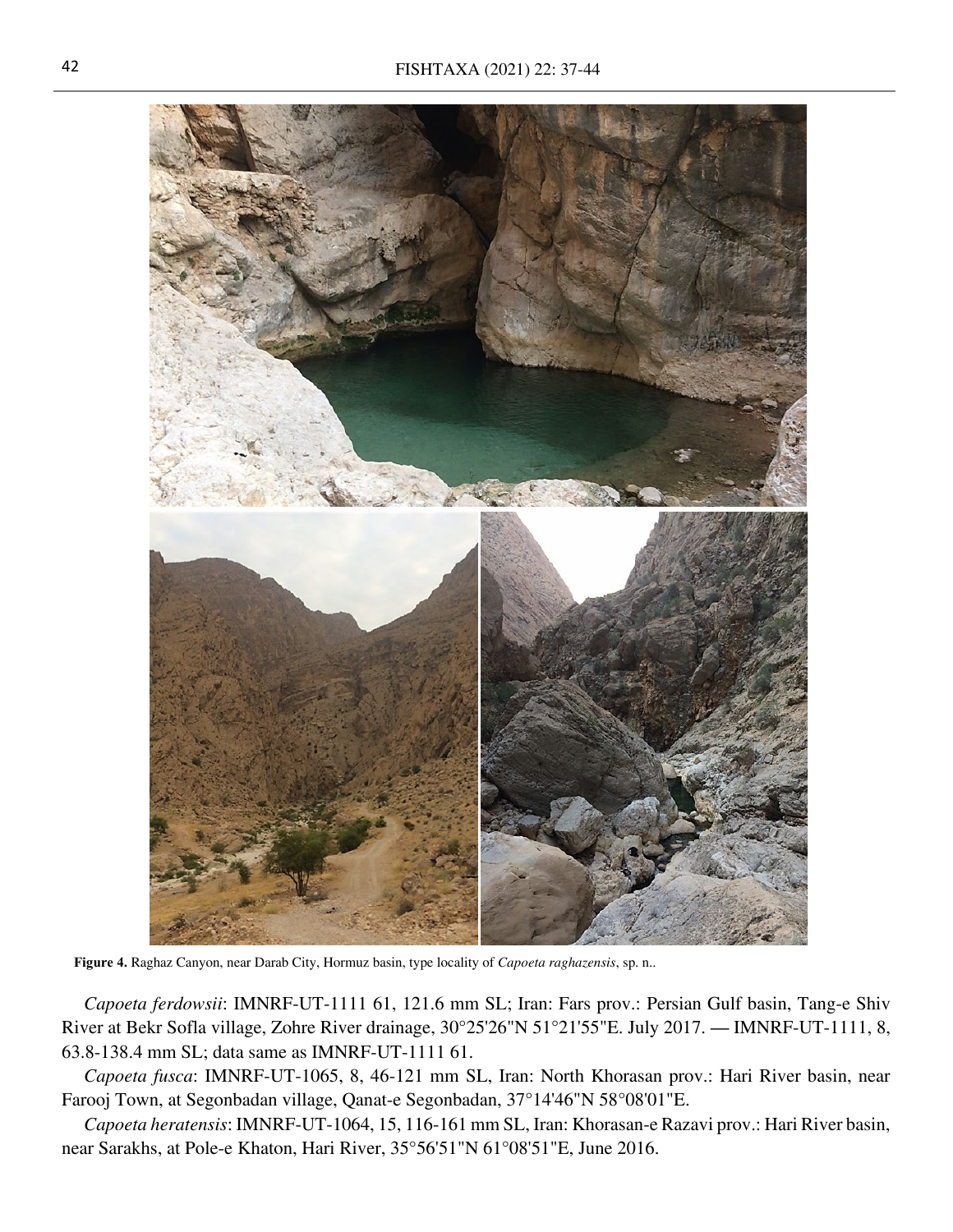**Figure 4.** Raghaz Canyon, near Darab City, Hormuz basin, type locality of *Capoeta raghazensis*, sp. n..

*Capoeta ferdowsii*: IMNRF-UT-1111 61, 121.6 mm SL; Iran: Fars prov.: Persian Gulf basin, Tang-e Shiv River at Bekr Sofla village, Zohre River drainage, 30°25'26"N 51°21'55"E. July 2017. — IMNRF-UT-1111, 8, 63.8-138.4 mm SL; data same as IMNRF-UT-1111 61.

*Capoeta fusca*: IMNRF-UT-1065, 8, 46-121 mm SL, Iran: North Khorasan prov.: Hari River basin, near Farooj Town, at Segonbadan village, Qanat-e Segonbadan, 37°14'46"N 58°08'01"E.

*Capoeta heratensis*: IMNRF-UT-1064, 15, 116-161 mm SL, Iran: Khorasan-e Razavi prov.: Hari River basin, near Sarakhs, at Pole-e Khaton, Hari River, 35°56'51"N 61°08'51"E, June 2016.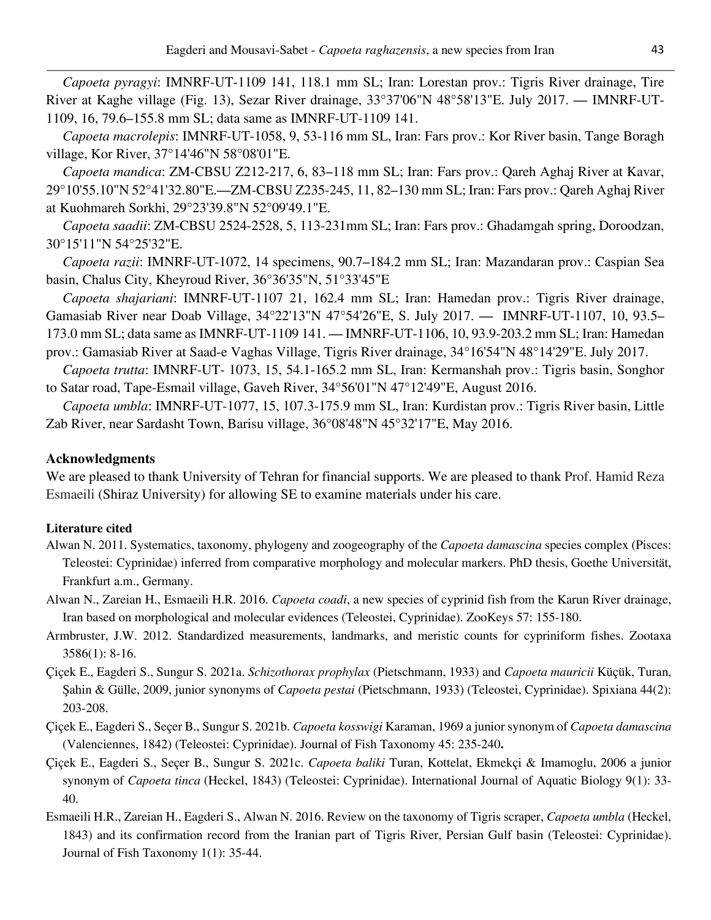*Capoeta pyragyi*: IMNRF-UT-1109 141, 118.1 mm SL; Iran: Lorestan prov.: Tigris River drainage, Tire River at Kaghe village (Fig. 13), Sezar River drainage, 33°37'06"N 48°58'13"E. July 2017. — IMNRF-UT-1109, 16, 79.6–155.8 mm SL; data same as IMNRF-UT-1109 141.

*Capoeta macrolepis*: IMNRF-UT-1058, 9, 53-116 mm SL, Iran: Fars prov.: Kor River basin, Tange Boragh village, Kor River, 37°14'46"N 58°08'01"E.

*Capoeta mandica*: ZM-CBSU Z212-217, 6, 83–118 mm SL; Iran: Fars prov.: Qareh Aghaj River at Kavar, 29°10'55.10"N 52°41'32.80"E.—ZM-CBSU Z235-245, 11, 82–130 mm SL; Iran: Fars prov.: Qareh Aghaj River at Kuohmareh Sorkhi, 29°23'39.8"N 52°09'49.1"E.

*Capoeta saadii*: ZM-CBSU 2524-2528, 5, 113-231mm SL; Iran: Fars prov.: Ghadamgah spring, Doroodzan, 30°15'11"N 54°25'32"E.

*Capoeta razii*: IMNRF-UT-1072, 14 specimens, 90.7–184.2 mm SL; Iran: Mazandaran prov.: Caspian Sea basin, Chalus City, Kheyroud River, 36°36'35"N, 51°33'45"E

*Capoeta shajariani*: IMNRF-UT-1107 21, 162.4 mm SL; Iran: Hamedan prov.: Tigris River drainage, Gamasiab River near Doab Village, 34°22'13"N 47°54'26"E, S. July 2017. — IMNRF-UT-1107, 10, 93.5–173.0 mm SL; data same as IMNRF-UT-1109 141. — IMNRF-UT-1106, 10, 93.9-203.2 mm SL; Iran: Hamedan prov.: Gamasiab River at Saad-e Vaghas Village, Tigris River drainage, 34°16'54"N 48°14'29"E. July 2017.

*Capoeta trutta*: IMNRF-UT- 1073, 15, 54.1-165.2 mm SL, Iran: Kermanshah prov.: Tigris basin, Songhor to Satar road, Tape-Esmail village, Gaveh River, 34°56'01"N 47°12'49"E, August 2016.

*Capoeta umbla*: IMNRF-UT-1077, 15, 107.3-175.9 mm SL, Iran: Kurdistan prov.: Tigris River basin, Little Zab River, near Sardasht Town, Barisu village, 36°08'48"N 45°32'17"E, May 2016.

## Acknowledgments

We are pleased to thank University of Tehran for financial supports. We are pleased to thank Prof. Hamid Reza Esmaeili (Shiraz University) for allowing SE to examine materials under his care.

## Literature cited

Alwan N. 2011. Systematics, taxonomy, phylogeny and zoogeography of the *Capoeta damascina* species complex (Pisces: Teleostei: Cyprinidae) inferred from comparative morphology and molecular markers. PhD thesis, Goethe Universität, Frankfurt a.m., Germany.

Alwan N., Zareian H., Esmaeili H.R. 2016. *Capoeta coadi*, a new species of cyprinid fish from the Karun River drainage, Iran based on morphological and molecular evidences (Teleostei, Cyprinidae). ZooKeys 57: 155-180.

Armbruster, J.W. 2012. Standardized measurements, landmarks, and meristic counts for cypriniform fishes. Zootaxa 3586(1): 8-16.

Çiçek E., Eagderi S., Sungur S. 2021a. *Schizothorax prophylax* (Pietschmann, 1933) and *Capoeta mauricii* Küçük, Turan, Şahin & Gülle, 2009, junior synonyms of *Capoeta pestai* (Pietschmann, 1933) (Teleostei, Cyprinidae). Spixiana 44(2): 203-208.

Çiçek E., Eagderi S., Seçer B., Sungur S. 2021b. *Capoeta kosswigi* Karaman, 1969 a junior synonym of *Capoeta damascina* (Valenciennes, 1842) (Teleostei: Cyprinidae). Journal of Fish Taxonomy 45: 235-240**.**

Çiçek E., Eagderi S., Seçer B., Sungur S. 2021c. *Capoeta baliki* Turan, Kottelat, Ekmekçi & Imamoglu, 2006 a junior synonym of *Capoeta tinca* (Heckel, 1843) (Teleostei: Cyprinidae). International Journal of Aquatic Biology 9(1): 33-40.

Esmaeili H.R., Zareian H., Eagderi S., Alwan N. 2016. Review on the taxonomy of Tigris scraper, *Capoeta umbla* (Heckel, 1843) and its confirmation record from the Iranian part of Tigris River, Persian Gulf basin (Teleostei: Cyprinidae). Journal of Fish Taxonomy 1(1): 35-44.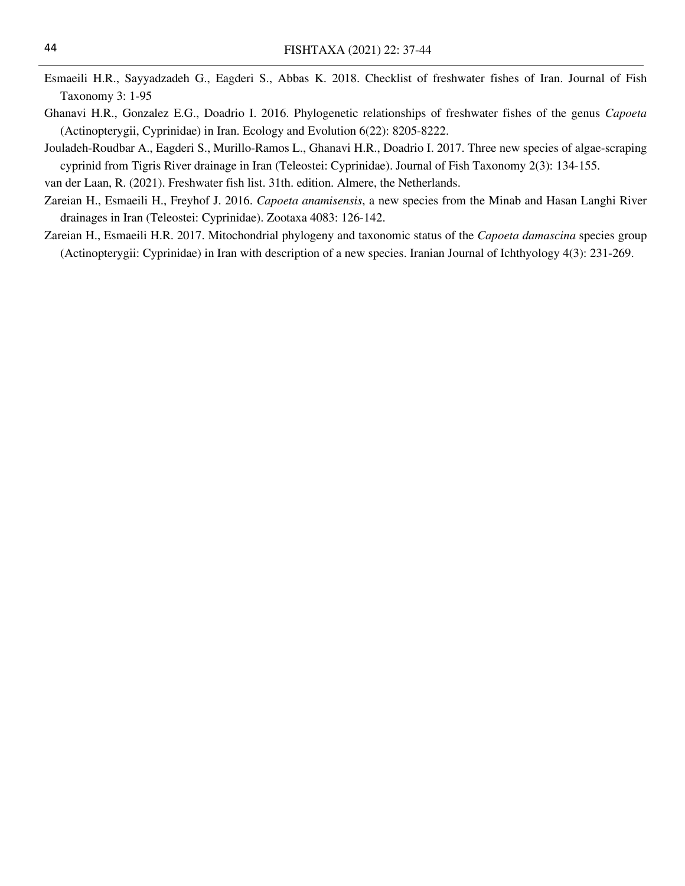Esmaeili H.R., Sayyadzadeh G., Eagderi S., Abbas K. 2018. Checklist of freshwater fishes of Iran. Journal of Fish Taxonomy 3: 1-95

Ghanavi H.R., Gonzalez E.G., Doadrio I. 2016. Phylogenetic relationships of freshwater fishes of the genus *Capoeta* (Actinopterygii, Cyprinidae) in Iran. Ecology and Evolution 6(22): 8205-8222.

Jouladeh-Roudbar A., Eagderi S., Murillo-Ramos L., Ghanavi H.R., Doadrio I. 2017. Three new species of algae-scraping cyprinid from Tigris River drainage in Iran (Teleostei: Cyprinidae). Journal of Fish Taxonomy 2(3): 134-155.

van der Laan, R. (2021). Freshwater fish list. 31th. edition. Almere, the Netherlands.

Zareian H., Esmaeili H., Freyhof J. 2016. *Capoeta anamisensis*, a new species from the Minab and Hasan Langhi River drainages in Iran (Teleostei: Cyprinidae). Zootaxa 4083: 126-142.

Zareian H., Esmaeili H.R. 2017. Mitochondrial phylogeny and taxonomic status of the *Capoeta damascina* species group (Actinopterygii: Cyprinidae) in Iran with description of a new species. Iranian Journal of Ichthyology 4(3): 231-269.